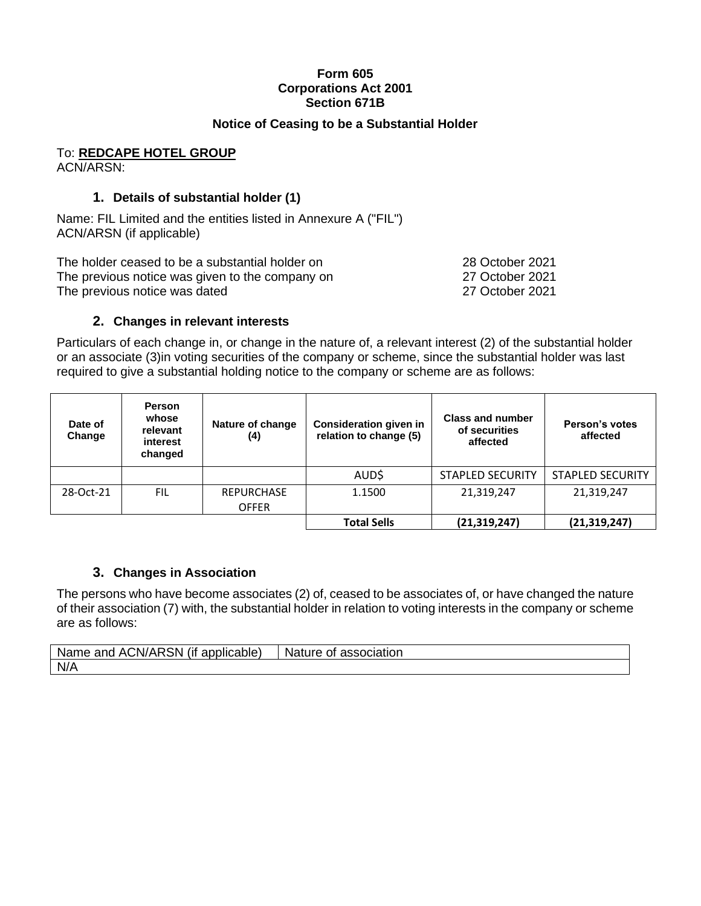**Form 605**
**Corporations Act 2001**
**Section 671B**

**Notice of Ceasing to be a Substantial Holder**

To: **REDCAPE HOTEL GROUP**
ACN/ARSN:

## 1. Details of substantial holder (1)

Name: FIL Limited and the entities listed in Annexure A ("FIL")
ACN/ARSN (if applicable)

| | |
|---|---|
| The holder ceased to be a substantial holder on | 28 October 2021 |
| The previous notice was given to the company on | 27 October 2021 |
| The previous notice was dated | 27 October 2021 |

## 2. Changes in relevant interests

Particulars of each change in, or change in the nature of, a relevant interest (2) of the substantial holder or an associate (3)in voting securities of the company or scheme, since the substantial holder was last required to give a substantial holding notice to the company or scheme are as follows:

| Date of Change | Person whose relevant interest changed | Nature of change (4) | Consideration given in relation to change (5) | Class and number of securities affected | Person's votes affected |
|---|---|---|---|---|---|
| | | | AUD$ | STAPLED SECURITY | STAPLED SECURITY |
| 28-Oct-21 | FIL | REPURCHASE OFFER | 1.1500 | 21,319,247 | 21,319,247 |
| | | | **Total Sells** | **(21,319,247)** | **(21,319,247)** |

## 3. Changes in Association

The persons who have become associates (2) of, ceased to be associates of, or have changed the nature of their association (7) with, the substantial holder in relation to voting interests in the company or scheme are as follows:

| Name and ACN/ARSN (if applicable) | Nature of association |
|---|---|
| N/A | |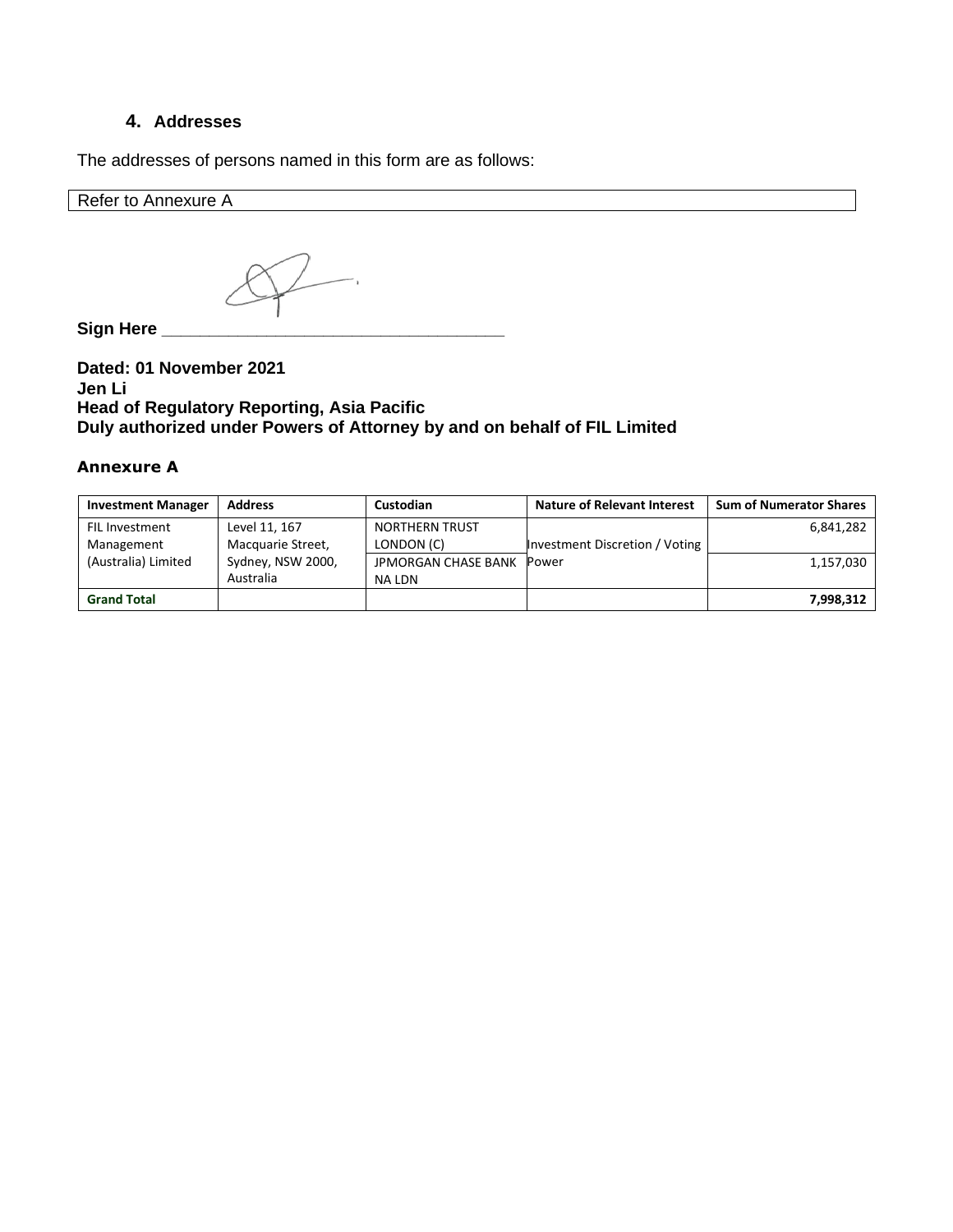### 4. Addresses

The addresses of persons named in this form are as follows:

Refer to Annexure A

**Sign Here** ____________________________________

**Dated: 01 November 2021**
**Jen Li**
**Head of Regulatory Reporting, Asia Pacific**
**Duly authorized under Powers of Attorney by and on behalf of FIL Limited**

### Annexure A

| Investment Manager | Address | Custodian | Nature of Relevant Interest | Sum of Numerator Shares |
|---|---|---|---|---|
| FIL Investment Management (Australia) Limited | Level 11, 167 Macquarie Street, Sydney, NSW 2000, Australia | NORTHERN TRUST LONDON (C) | Investment Discretion / Voting Power | 6,841,282 |
| | | JPMORGAN CHASE BANK NA LDN | | 1,157,030 |
| **Grand Total** | | | | **7,998,312** |